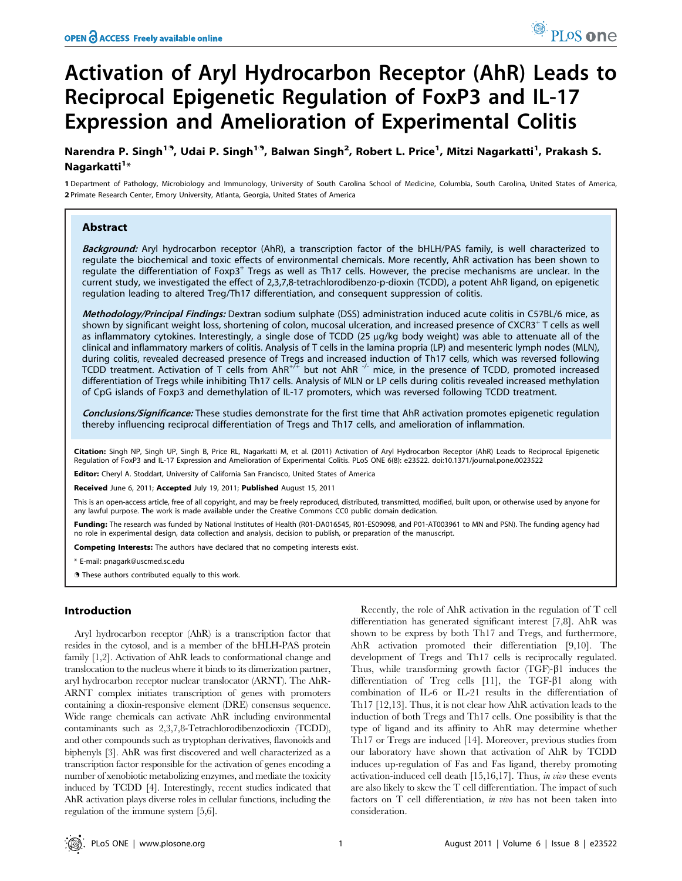# Activation of Aryl Hydrocarbon Receptor (AhR) Leads to Reciprocal Epigenetic Regulation of FoxP3 and IL-17 Expression and Amelioration of Experimental Colitis

Narendra P. Singh[1], Udai P. Singh[1], Balwan Singh[2], Robert L. Price[1], Mitzi Nagarkatti[1], Prakash S. Nagarkatti[1]*

1 Department of Pathology, Microbiology and Immunology, University of South Carolina School of Medicine, Columbia, South Carolina, United States of America, 2 Primate Research Center, Emory University, Atlanta, Georgia, United States of America

## Abstract

***Background:*** Aryl hydrocarbon receptor (AhR), a transcription factor of the bHLH/PAS family, is well characterized to regulate the biochemical and toxic effects of environmental chemicals. More recently, AhR activation has been shown to regulate the differentiation of Foxp3$^+$ Tregs as well as Th17 cells. However, the precise mechanisms are unclear. In the current study, we investigated the effect of 2,3,7,8-tetrachlorodibenzo-p-dioxin (TCDD), a potent AhR ligand, on epigenetic regulation leading to altered Treg/Th17 differentiation, and consequent suppression of colitis.

***Methodology/Principal Findings:*** Dextran sodium sulphate (DSS) administration induced acute colitis in C57BL/6 mice, as shown by significant weight loss, shortening of colon, mucosal ulceration, and increased presence of CXCR3$^+$ T cells as well as inflammatory cytokines. Interestingly, a single dose of TCDD (25 μg/kg body weight) was able to attenuate all of the clinical and inflammatory markers of colitis. Analysis of T cells in the lamina propria (LP) and mesenteric lymph nodes (MLN), during colitis, revealed decreased presence of Tregs and increased induction of Th17 cells, which was reversed following TCDD treatment. Activation of T cells from AhR$^{+/+}$ but not AhR $^{-/-}$ mice, in the presence of TCDD, promoted increased differentiation of Tregs while inhibiting Th17 cells. Analysis of MLN or LP cells during colitis revealed increased methylation of CpG islands of Foxp3 and demethylation of IL-17 promoters, which was reversed following TCDD treatment.

***Conclusions/Significance:*** These studies demonstrate for the first time that AhR activation promotes epigenetic regulation thereby influencing reciprocal differentiation of Tregs and Th17 cells, and amelioration of inflammation.

**Citation:** Singh NP, Singh UP, Singh B, Price RL, Nagarkatti M, et al. (2011) Activation of Aryl Hydrocarbon Receptor (AhR) Leads to Reciprocal Epigenetic Regulation of FoxP3 and IL-17 Expression and Amelioration of Experimental Colitis. PLoS ONE 6(8): e23522. doi:10.1371/journal.pone.0023522

**Editor:** Cheryl A. Stoddart, University of California San Francisco, United States of America

**Received** June 6, 2011; **Accepted** July 19, 2011; **Published** August 15, 2011

This is an open-access article, free of all copyright, and may be freely reproduced, distributed, transmitted, modified, built upon, or otherwise used by anyone for any lawful purpose. The work is made available under the Creative Commons CC0 public domain dedication.

**Funding:** The research was funded by National Institutes of Health (R01-DA016545, R01-ES09098, and P01-AT003961 to MN and PSN). The funding agency had no role in experimental design, data collection and analysis, decision to publish, or preparation of the manuscript.

**Competing Interests:** The authors have declared that no competing interests exist.

* E-mail: pnagark@uscmed.sc.edu

These authors contributed equally to this work.

## Introduction

Aryl hydrocarbon receptor (AhR) is a transcription factor that resides in the cytosol, and is a member of the bHLH-PAS protein family [1,2]. Activation of AhR leads to conformational change and translocation to the nucleus where it binds to its dimerization partner, aryl hydrocarbon receptor nuclear translocator (ARNT). The AhR-ARNT complex initiates transcription of genes with promoters containing a dioxin-responsive element (DRE) consensus sequence. Wide range chemicals can activate AhR including environmental contaminants such as 2,3,7,8-Tetrachlorodibenzodioxin (TCDD), and other compounds such as tryptophan derivatives, flavonoids and biphenyls [3]. AhR was first discovered and well characterized as a transcription factor responsible for the activation of genes encoding a number of xenobiotic metabolizing enzymes, and mediate the toxicity induced by TCDD [4]. Interestingly, recent studies indicated that AhR activation plays diverse roles in cellular functions, including the regulation of the immune system [5,6].

Recently, the role of AhR activation in the regulation of T cell differentiation has generated significant interest [7,8]. AhR was shown to be express by both Th17 and Tregs, and furthermore, AhR activation promoted their differentiation [9,10]. The development of Tregs and Th17 cells is reciprocally regulated. Thus, while transforming growth factor (TGF)-β1 induces the differentiation of Treg cells [11], the TGF-β1 along with combination of IL-6 or IL-21 results in the differentiation of Th17 [12,13]. Thus, it is not clear how AhR activation leads to the induction of both Tregs and Th17 cells. One possibility is that the type of ligand and its affinity to AhR may determine whether Th17 or Tregs are induced [14]. Moreover, previous studies from our laboratory have shown that activation of AhR by TCDD induces up-regulation of Fas and Fas ligand, thereby promoting activation-induced cell death [15,16,17]. Thus, *in vivo* these events are also likely to skew the T cell differentiation. The impact of such factors on T cell differentiation, *in vivo* has not been taken into consideration.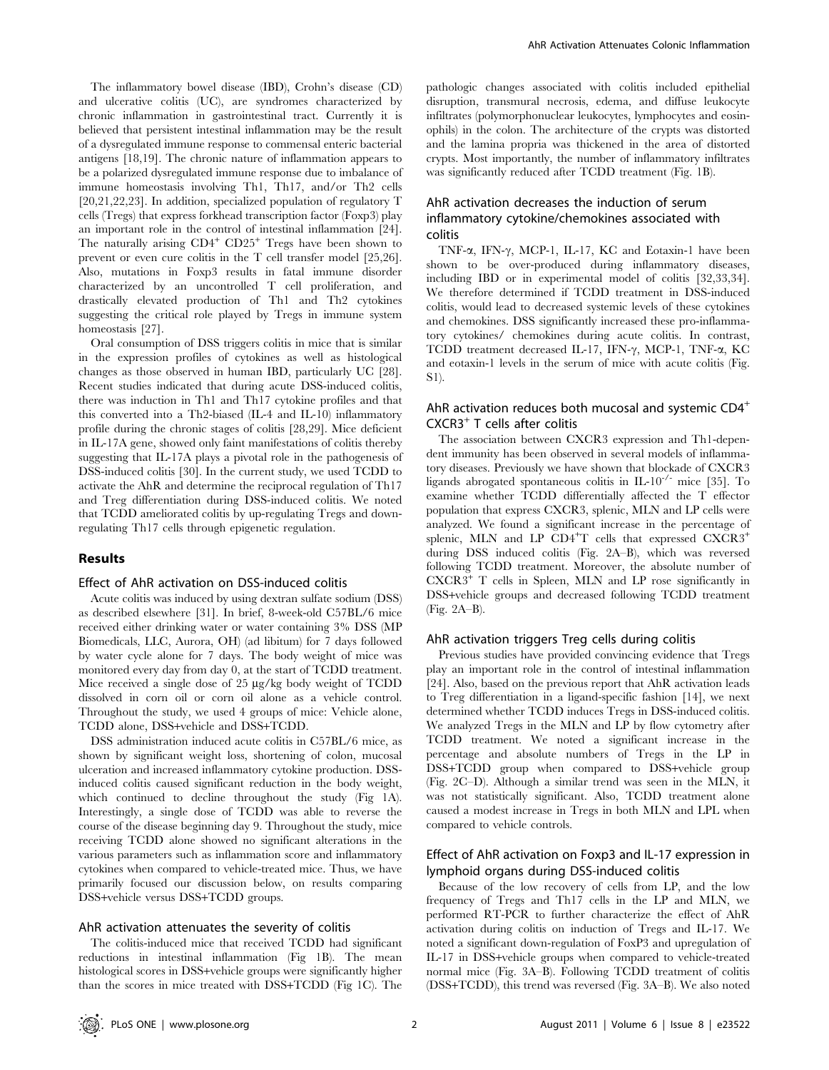The inflammatory bowel disease (IBD), Crohn's disease (CD) and ulcerative colitis (UC), are syndromes characterized by chronic inflammation in gastrointestinal tract. Currently it is believed that persistent intestinal inflammation may be the result of a dysregulated immune response to commensal enteric bacterial antigens [18,19]. The chronic nature of inflammation appears to be a polarized dysregulated immune response due to imbalance of immune homeostasis involving Th1, Th17, and/or Th2 cells [20,21,22,23]. In addition, specialized population of regulatory T cells (Tregs) that express forkhead transcription factor (Foxp3) play an important role in the control of intestinal inflammation [24]. The naturally arising $CD4^+$ $CD25^+$ Tregs have been shown to prevent or even cure colitis in the T cell transfer model [25,26]. Also, mutations in Foxp3 results in fatal immune disorder characterized by an uncontrolled T cell proliferation, and drastically elevated production of Th1 and Th2 cytokines suggesting the critical role played by Tregs in immune system homeostasis [27].

Oral consumption of DSS triggers colitis in mice that is similar in the expression profiles of cytokines as well as histological changes as those observed in human IBD, particularly UC [28]. Recent studies indicated that during acute DSS-induced colitis, there was induction in Th1 and Th17 cytokine profiles and that this converted into a Th2-biased (IL-4 and IL-10) inflammatory profile during the chronic stages of colitis [28,29]. Mice deficient in IL-17A gene, showed only faint manifestations of colitis thereby suggesting that IL-17A plays a pivotal role in the pathogenesis of DSS-induced colitis [30]. In the current study, we used TCDD to activate the AhR and determine the reciprocal regulation of Th17 and Treg differentiation during DSS-induced colitis. We noted that TCDD ameliorated colitis by up-regulating Tregs and down-regulating Th17 cells through epigenetic regulation.

## Results

### Effect of AhR activation on DSS-induced colitis

Acute colitis was induced by using dextran sulfate sodium (DSS) as described elsewhere [31]. In brief, 8-week-old C57BL/6 mice received either drinking water or water containing 3% DSS (MP Biomedicals, LLC, Aurora, OH) (ad libitum) for 7 days followed by water cycle alone for 7 days. The body weight of mice was monitored every day from day 0, at the start of TCDD treatment. Mice received a single dose of 25 µg/kg body weight of TCDD dissolved in corn oil or corn oil alone as a vehicle control. Throughout the study, we used 4 groups of mice: Vehicle alone, TCDD alone, DSS+vehicle and DSS+TCDD.

DSS administration induced acute colitis in C57BL/6 mice, as shown by significant weight loss, shortening of colon, mucosal ulceration and increased inflammatory cytokine production. DSS-induced colitis caused significant reduction in the body weight, which continued to decline throughout the study (Fig 1A). Interestingly, a single dose of TCDD was able to reverse the course of the disease beginning day 9. Throughout the study, mice receiving TCDD alone showed no significant alterations in the various parameters such as inflammation score and inflammatory cytokines when compared to vehicle-treated mice. Thus, we have primarily focused our discussion below, on results comparing DSS+vehicle versus DSS+TCDD groups.

### AhR activation attenuates the severity of colitis

The colitis-induced mice that received TCDD had significant reductions in intestinal inflammation (Fig 1B). The mean histological scores in DSS+vehicle groups were significantly higher than the scores in mice treated with DSS+TCDD (Fig 1C). The pathologic changes associated with colitis included epithelial disruption, transmural necrosis, edema, and diffuse leukocyte infiltrates (polymorphonuclear leukocytes, lymphocytes and eosinophils) in the colon. The architecture of the crypts was distorted and the lamina propria was thickened in the area of distorted crypts. Most importantly, the number of inflammatory infiltrates was significantly reduced after TCDD treatment (Fig. 1B).

### AhR activation decreases the induction of serum inflammatory cytokine/chemokines associated with colitis

TNF-α, IFN-γ, MCP-1, IL-17, KC and Eotaxin-1 have been shown to be over-produced during inflammatory diseases, including IBD or in experimental model of colitis [32,33,34]. We therefore determined if TCDD treatment in DSS-induced colitis, would lead to decreased systemic levels of these cytokines and chemokines. DSS significantly increased these pro-inflammatory cytokines/ chemokines during acute colitis. In contrast, TCDD treatment decreased IL-17, IFN-γ, MCP-1, TNF-α, KC and eotaxin-1 levels in the serum of mice with acute colitis (Fig. S1).

### AhR activation reduces both mucosal and systemic $CD4^+$ $CXCR3^+$ T cells after colitis

The association between CXCR3 expression and Th1-dependent immunity has been observed in several models of inflammatory diseases. Previously we have shown that blockade of CXCR3 ligands abrogated spontaneous colitis in $IL\text{-}10^{-/-}$ mice [35]. To examine whether TCDD differentially affected the T effector population that express CXCR3, splenic, MLN and LP cells were analyzed. We found a significant increase in the percentage of splenic, MLN and LP $CD4^+$T cells that expressed $CXCR3^+$ during DSS induced colitis (Fig. 2A–B), which was reversed following TCDD treatment. Moreover, the absolute number of $CXCR3^+$ T cells in Spleen, MLN and LP rose significantly in DSS+vehicle groups and decreased following TCDD treatment (Fig. 2A–B).

### AhR activation triggers Treg cells during colitis

Previous studies have provided convincing evidence that Tregs play an important role in the control of intestinal inflammation [24]. Also, based on the previous report that AhR activation leads to Treg differentiation in a ligand-specific fashion [14], we next determined whether TCDD induces Tregs in DSS-induced colitis. We analyzed Tregs in the MLN and LP by flow cytometry after TCDD treatment. We noted a significant increase in the percentage and absolute numbers of Tregs in the LP in DSS+TCDD group when compared to DSS+vehicle group (Fig. 2C–D). Although a similar trend was seen in the MLN, it was not statistically significant. Also, TCDD treatment alone caused a modest increase in Tregs in both MLN and LPL when compared to vehicle controls.

### Effect of AhR activation on Foxp3 and IL-17 expression in lymphoid organs during DSS-induced colitis

Because of the low recovery of cells from LP, and the low frequency of Tregs and Th17 cells in the LP and MLN, we performed RT-PCR to further characterize the effect of AhR activation during colitis on induction of Tregs and IL-17. We noted a significant down-regulation of FoxP3 and upregulation of IL-17 in DSS+vehicle groups when compared to vehicle-treated normal mice (Fig. 3A–B). Following TCDD treatment of colitis (DSS+TCDD), this trend was reversed (Fig. 3A–B). We also noted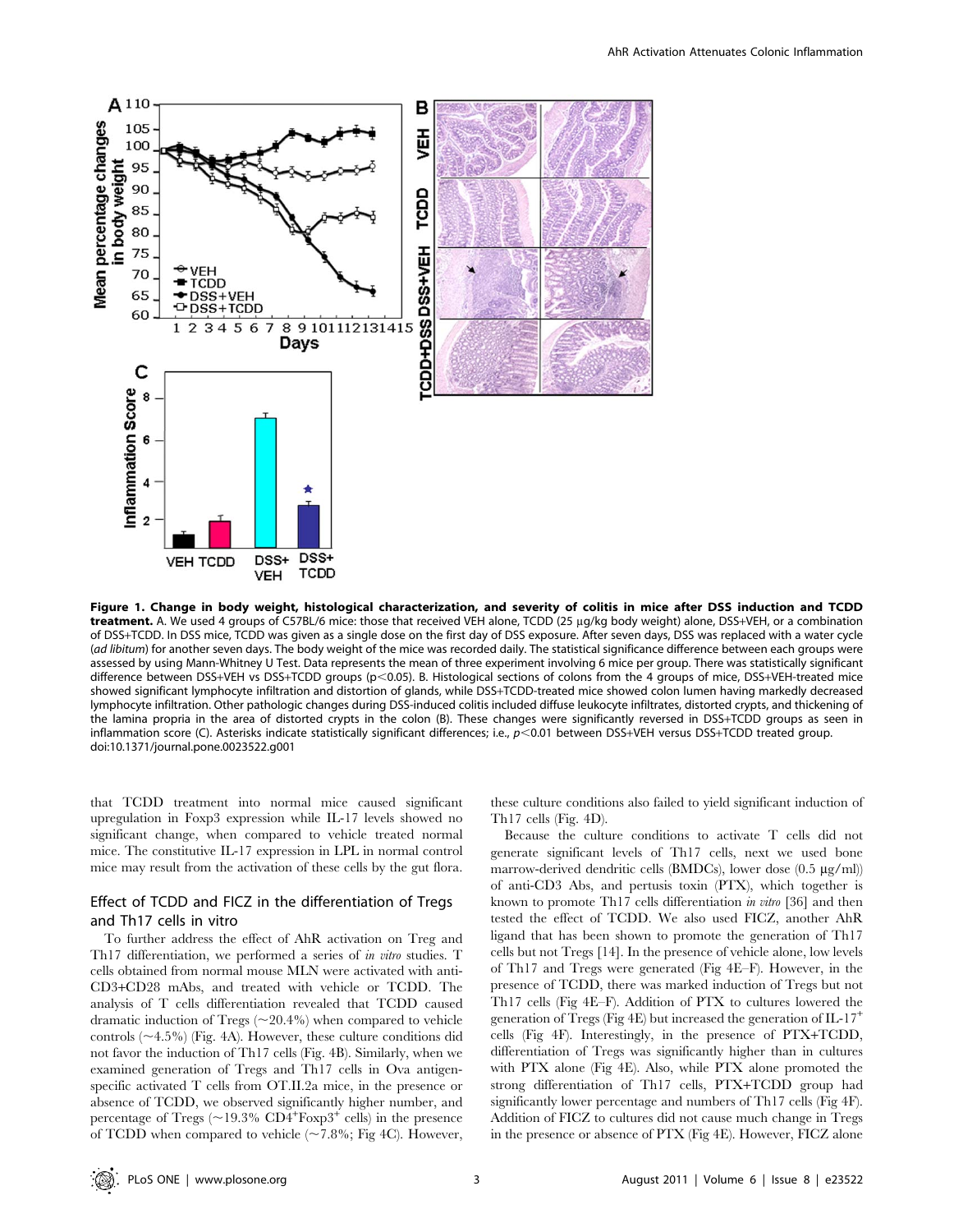**Figure 1. Change in body weight, histological characterization, and severity of colitis in mice after DSS induction and TCDD treatment.** A. We used 4 groups of C57BL/6 mice: those that received VEH alone, TCDD (25 µg/kg body weight) alone, DSS+VEH, or a combination of DSS+TCDD. In DSS mice, TCDD was given as a single dose on the first day of DSS exposure. After seven days, DSS was replaced with a water cycle (*ad libitum*) for another seven days. The body weight of the mice was recorded daily. The statistical significance difference between each groups were assessed by using Mann-Whitney U Test. Data represents the mean of three experiment involving 6 mice per group. There was statistically significant difference between DSS+VEH vs DSS+TCDD groups ($p<0.05$). B. Histological sections of colons from the 4 groups of mice, DSS+VEH-treated mice showed significant lymphocyte infiltration and distortion of glands, while DSS+TCDD-treated mice showed colon lumen having markedly decreased lymphocyte infiltration. Other pathologic changes during DSS-induced colitis included diffuse leukocyte infiltrates, distorted crypts, and thickening of the lamina propria in the area of distorted crypts in the colon (B). These changes were significantly reversed in DSS+TCDD groups as seen in inflammation score (C). Asterisks indicate statistically significant differences; i.e., $p<0.01$ between DSS+VEH versus DSS+TCDD treated group.
doi:10.1371/journal.pone.0023522.g001

that TCDD treatment into normal mice caused significant upregulation in Foxp3 expression while IL-17 levels showed no significant change, when compared to vehicle treated normal mice. The constitutive IL-17 expression in LPL in normal control mice may result from the activation of these cells by the gut flora.

## Effect of TCDD and FICZ in the differentiation of Tregs and Th17 cells in vitro

To further address the effect of AhR activation on Treg and Th17 differentiation, we performed a series of *in vitro* studies. T cells obtained from normal mouse MLN were activated with anti-CD3+CD28 mAbs, and treated with vehicle or TCDD. The analysis of T cells differentiation revealed that TCDD caused dramatic induction of Tregs (~20.4%) when compared to vehicle controls (~4.5%) (Fig. 4A). However, these culture conditions did not favor the induction of Th17 cells (Fig. 4B). Similarly, when we examined generation of Tregs and Th17 cells in Ova antigen-specific activated T cells from OT.II.2a mice, in the presence or absence of TCDD, we observed significantly higher number, and percentage of Tregs (~19.3% $CD4^{+}Foxp3^{+}$ cells) in the presence of TCDD when compared to vehicle (~7.8%; Fig 4C). However, these culture conditions also failed to yield significant induction of Th17 cells (Fig. 4D).

Because the culture conditions to activate T cells did not generate significant levels of Th17 cells, next we used bone marrow-derived dendritic cells (BMDCs), lower dose (0.5 µg/ml)) of anti-CD3 Abs, and pertusis toxin (PTX), which together is known to promote Th17 cells differentiation *in vitro* [36] and then tested the effect of TCDD. We also used FICZ, another AhR ligand that has been shown to promote the generation of Th17 cells but not Tregs [14]. In the presence of vehicle alone, low levels of Th17 and Tregs were generated (Fig 4E–F). However, in the presence of TCDD, there was marked induction of Tregs but not Th17 cells (Fig 4E–F). Addition of PTX to cultures lowered the generation of Tregs (Fig 4E) but increased the generation of IL-17$^{+}$ cells (Fig 4F). Interestingly, in the presence of PTX+TCDD, differentiation of Tregs was significantly higher than in cultures with PTX alone (Fig 4E). Also, while PTX alone promoted the strong differentiation of Th17 cells, PTX+TCDD group had significantly lower percentage and numbers of Th17 cells (Fig 4F). Addition of FICZ to cultures did not cause much change in Tregs in the presence or absence of PTX (Fig 4E). However, FICZ alone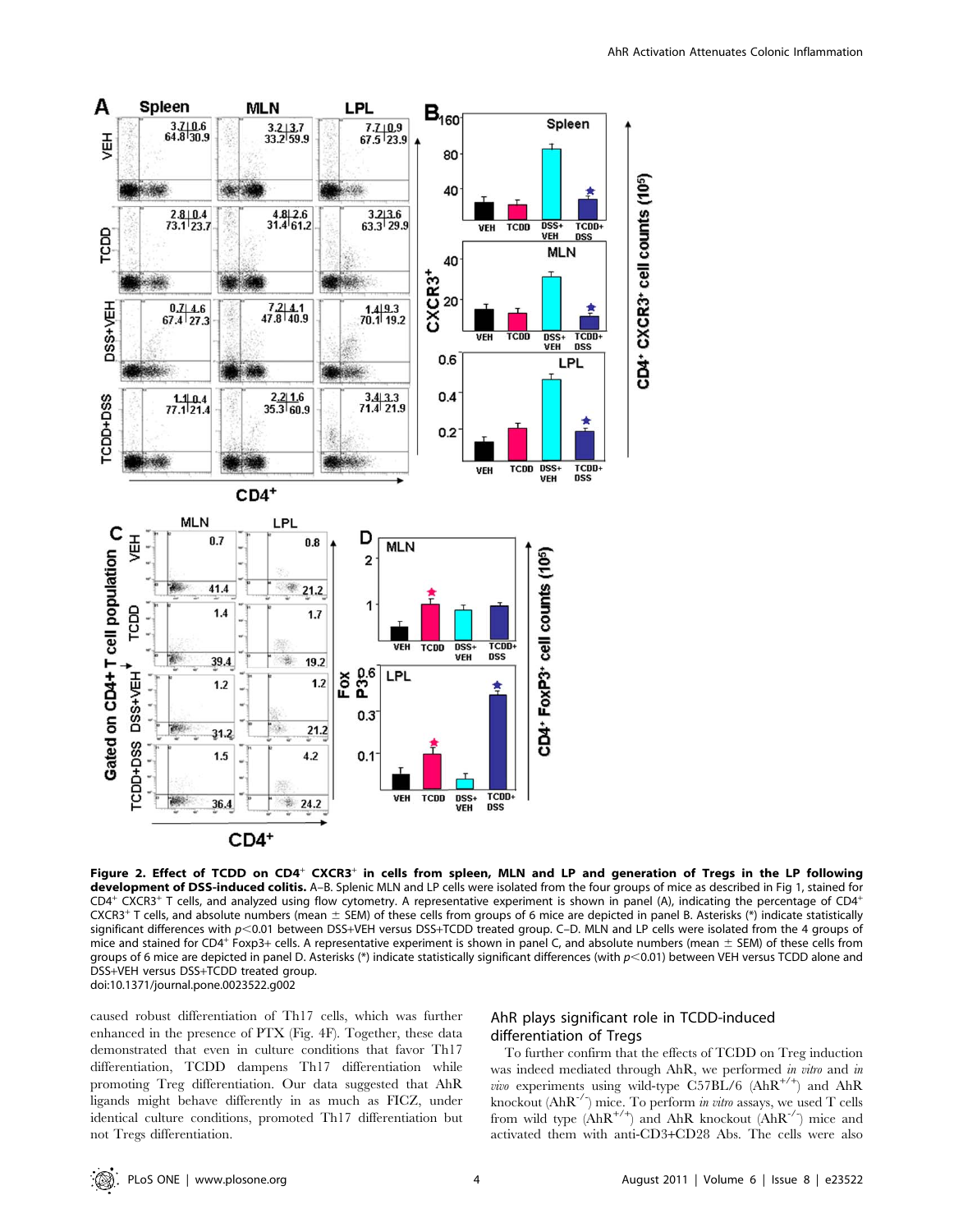**Figure 2. Effect of TCDD on CD4$^+$ CXCR3$^+$ in cells from spleen, MLN and LP and generation of Tregs in the LP following development of DSS-induced colitis.** A–B. Splenic MLN and LP cells were isolated from the four groups of mice as described in Fig 1, stained for CD4$^+$ CXCR3$^+$ T cells, and analyzed using flow cytometry. A representative experiment is shown in panel (A), indicating the percentage of CD4$^+$ CXCR3$^+$ T cells, and absolute numbers (mean ± SEM) of these cells from groups of 6 mice are depicted in panel B. Asterisks (*) indicate statistically significant differences with $p<0.01$ between DSS+VEH versus DSS+TCDD treated group. C–D. MLN and LP cells were isolated from the 4 groups of mice and stained for CD4$^+$ Foxp3+ cells. A representative experiment is shown in panel C, and absolute numbers (mean ± SEM) of these cells from groups of 6 mice are depicted in panel D. Asterisks (*) indicate statistically significant differences (with $p<0.01$) between VEH versus TCDD alone and DSS+VEH versus DSS+TCDD treated group.
doi:10.1371/journal.pone.0023522.g002

caused robust differentiation of Th17 cells, which was further enhanced in the presence of PTX (Fig. 4F). Together, these data demonstrated that even in culture conditions that favor Th17 differentiation, TCDD dampens Th17 differentiation while promoting Treg differentiation. Our data suggested that AhR ligands might behave differently in as much as FICZ, under identical culture conditions, promoted Th17 differentiation but not Tregs differentiation.

## AhR plays significant role in TCDD-induced differentiation of Tregs

To further confirm that the effects of TCDD on Treg induction was indeed mediated through AhR, we performed *in vitro* and *in vivo* experiments using wild-type C57BL/6 (AhR$^{+/+}$) and AhR knockout (AhR$^{-/-}$) mice. To perform *in vitro* assays, we used T cells from wild type (AhR$^{+/+}$) and AhR knockout (AhR$^{-/-}$) mice and activated them with anti-CD3+CD28 Abs. The cells were also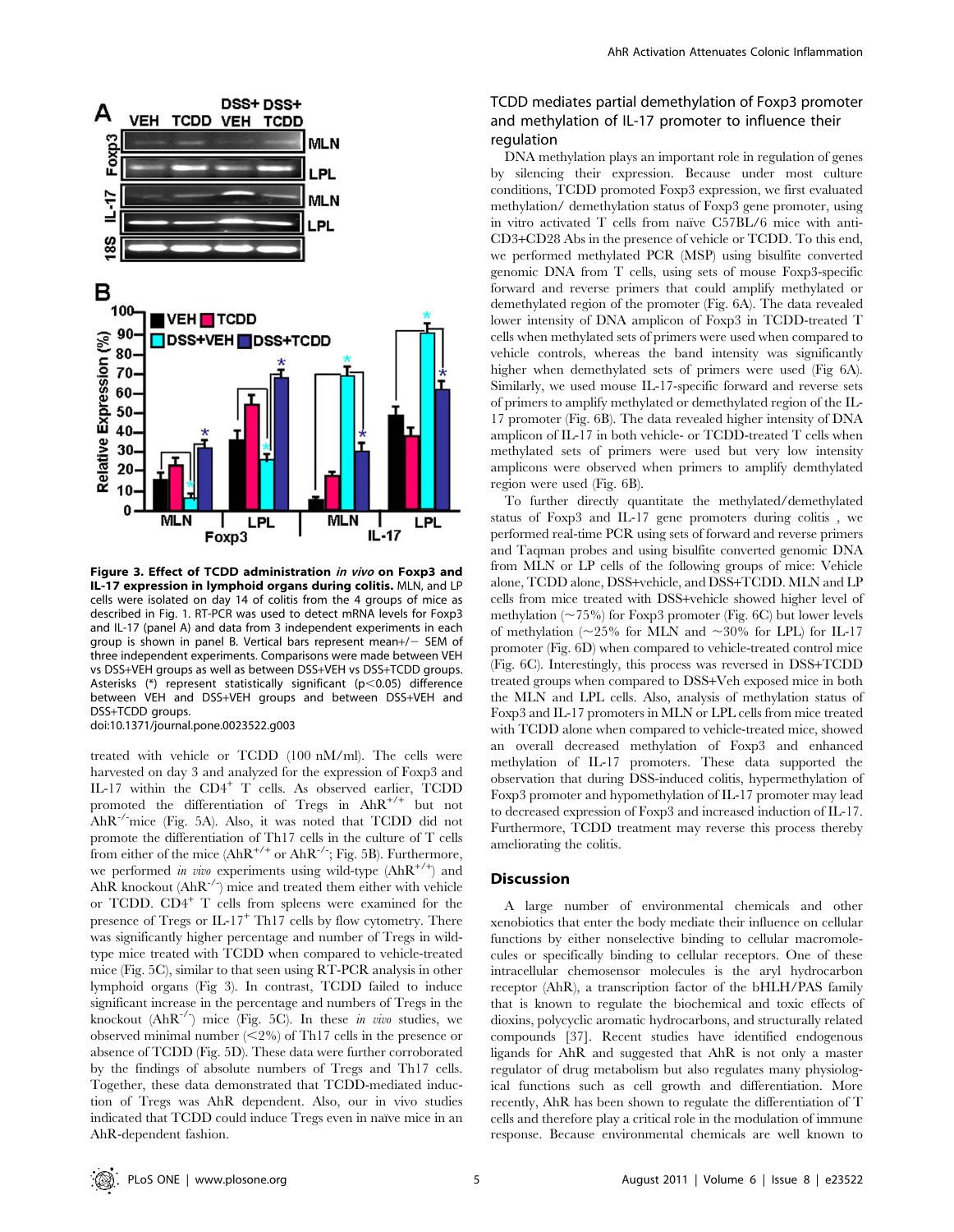**Figure 3. Effect of TCDD administration *in vivo* on Foxp3 and IL-17 expression in lymphoid organs during colitis.** MLN, and LP cells were isolated on day 14 of colitis from the 4 groups of mice as described in Fig. 1. RT-PCR was used to detect mRNA levels for Foxp3 and IL-17 (panel A) and data from 3 independent experiments in each group is shown in panel B. Vertical bars represent mean+/− SEM of three independent experiments. Comparisons were made between VEH vs DSS+VEH groups as well as between DSS+VEH vs DSS+TCDD groups. Asterisks (*) represent statistically significant ($p<0.05$) difference between VEH and DSS+VEH groups and between DSS+VEH and DSS+TCDD groups.
doi:10.1371/journal.pone.0023522.g003

treated with vehicle or TCDD (100 nM/ml). The cells were harvested on day 3 and analyzed for the expression of Foxp3 and IL-17 within the $CD4^+$ T cells. As observed earlier, TCDD promoted the differentiation of Tregs in $AhR^{+/+}$ but not $AhR^{-/-}$mice (Fig. 5A). Also, it was noted that TCDD did not promote the differentiation of Th17 cells in the culture of T cells from either of the mice ($AhR^{+/+}$ or $AhR^{-/-}$; Fig. 5B). Furthermore, we performed *in vivo* experiments using wild-type ($AhR^{+/+}$) and AhR knockout ($AhR^{-/-}$) mice and treated them either with vehicle or TCDD. $CD4^+$ T cells from spleens were examined for the presence of Tregs or $IL\text{-}17^+$ Th17 cells by flow cytometry. There was significantly higher percentage and number of Tregs in wild-type mice treated with TCDD when compared to vehicle-treated mice (Fig. 5C), similar to that seen using RT-PCR analysis in other lymphoid organs (Fig 3). In contrast, TCDD failed to induce significant increase in the percentage and numbers of Tregs in the knockout ($AhR^{-/-}$) mice (Fig. 5C). In these *in vivo* studies, we observed minimal number (<2%) of Th17 cells in the presence or absence of TCDD (Fig. 5D). These data were further corroborated by the findings of absolute numbers of Tregs and Th17 cells. Together, these data demonstrated that TCDD-mediated induction of Tregs was AhR dependent. Also, our in vivo studies indicated that TCDD could induce Tregs even in naïve mice in an AhR-dependent fashion.

### TCDD mediates partial demethylation of Foxp3 promoter and methylation of IL-17 promoter to influence their regulation

DNA methylation plays an important role in regulation of genes by silencing their expression. Because under most culture conditions, TCDD promoted Foxp3 expression, we first evaluated methylation/ demethylation status of Foxp3 gene promoter, using in vitro activated T cells from naïve C57BL/6 mice with anti-CD3+CD28 Abs in the presence of vehicle or TCDD. To this end, we performed methylated PCR (MSP) using bisulfite converted genomic DNA from T cells, using sets of mouse Foxp3-specific forward and reverse primers that could amplify methylated or demethylated region of the promoter (Fig. 6A). The data revealed lower intensity of DNA amplicon of Foxp3 in TCDD-treated T cells when methylated sets of primers were used when compared to vehicle controls, whereas the band intensity was significantly higher when demethylated sets of primers were used (Fig 6A). Similarly, we used mouse IL-17-specific forward and reverse sets of primers to amplify methylated or demethylated region of the IL-17 promoter (Fig. 6B). The data revealed higher intensity of DNA amplicon of IL-17 in both vehicle- or TCDD-treated T cells when methylated sets of primers were used but very low intensity amplicons were observed when primers to amplify demthylated region were used (Fig. 6B).

To further directly quantitate the methylated/demethylated status of Foxp3 and IL-17 gene promoters during colitis , we performed real-time PCR using sets of forward and reverse primers and Taqman probes and using bisulfite converted genomic DNA from MLN or LP cells of the following groups of mice: Vehicle alone, TCDD alone, DSS+vehicle, and DSS+TCDD. MLN and LP cells from mice treated with DSS+vehicle showed higher level of methylation (~75%) for Foxp3 promoter (Fig. 6C) but lower levels of methylation (~25% for MLN and ~30% for LPL) for IL-17 promoter (Fig. 6D) when compared to vehicle-treated control mice (Fig. 6C). Interestingly, this process was reversed in DSS+TCDD treated groups when compared to DSS+Veh exposed mice in both the MLN and LPL cells. Also, analysis of methylation status of Foxp3 and IL-17 promoters in MLN or LPL cells from mice treated with TCDD alone when compared to vehicle-treated mice, showed an overall decreased methylation of Foxp3 and enhanced methylation of IL-17 promoters. These data supported the observation that during DSS-induced colitis, hypermethylation of Foxp3 promoter and hypomethylation of IL-17 promoter may lead to decreased expression of Foxp3 and increased induction of IL-17. Furthermore, TCDD treatment may reverse this process thereby ameliorating the colitis.

## Discussion

A large number of environmental chemicals and other xenobiotics that enter the body mediate their influence on cellular functions by either nonselective binding to cellular macromolecules or specifically binding to cellular receptors. One of these intracellular chemosensor molecules is the aryl hydrocarbon receptor (AhR), a transcription factor of the bHLH/PAS family that is known to regulate the biochemical and toxic effects of dioxins, polycyclic aromatic hydrocarbons, and structurally related compounds [37]. Recent studies have identified endogenous ligands for AhR and suggested that AhR is not only a master regulator of drug metabolism but also regulates many physiological functions such as cell growth and differentiation. More recently, AhR has been shown to regulate the differentiation of T cells and therefore play a critical role in the modulation of immune response. Because environmental chemicals are well known to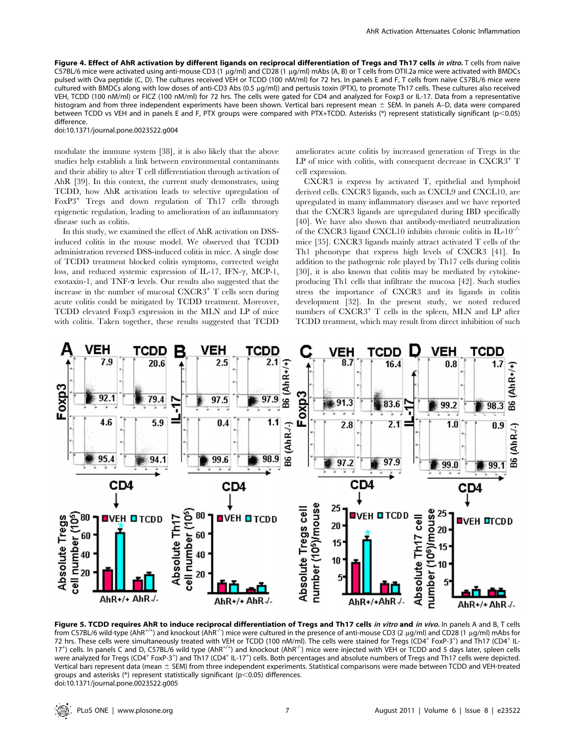**Figure 4. Effect of AhR activation by different ligands on reciprocal differentiation of Tregs and Th17 cells *in vitro*.** T cells from naïve C57BL/6 mice were activated using anti-mouse CD3 (1 µg/ml) and CD28 (1 µg/ml) mAbs (A, B) or T cells from OTII.2a mice were activated with BMDCs pulsed with Ova peptide (C, D). The cultures received VEH or TCDD (100 nM/ml) for 72 hrs. In panels E and F, T cells from naïve C57BL/6 mice were cultured with BMDCs along with low doses of anti-CD3 Abs (0.5 µg/ml)) and pertusis toxin (PTX), to promote Th17 cells. These cultures also received VEH, TCDD (100 nM/ml) or FICZ (100 nM/ml) for 72 hrs. The cells were gated for CD4 and analyzed for Foxp3 or IL-17. Data from a representative histogram and from three independent experiments have been shown. Vertical bars represent mean ± SEM. In panels A–D, data were compared between TCDD vs VEH and in panels E and F, PTX groups were compared with PTX+TCDD. Asterisks (*) represent statistically significant ($p<0.05$) difference.
doi:10.1371/journal.pone.0023522.g004

modulate the immune system [38], it is also likely that the above studies help establish a link between environmental contaminants and their ability to alter T cell differentiation through activation of AhR [39]. In this context, the current study demonstrates, using TCDD, how AhR activation leads to selective upregulation of FoxP3+ Tregs and down regulation of Th17 cells through epigenetic regulation, leading to amelioration of an inflammatory disease such as colitis.

In this study, we examined the effect of AhR activation on DSS-induced colitis in the mouse model. We observed that TCDD administration reversed DSS-induced colitis in mice. A single dose of TCDD treatment blocked colitis symptoms, corrected weight loss, and reduced systemic expression of IL-17, IFN-γ, MCP-1, exotaxin-1, and TNF-α levels. Our results also suggested that the increase in the number of mucosal CXCR3+ T cells seen during acute colitis could be mitigated by TCDD treatment. Moreover, TCDD elevated Foxp3 expression in the MLN and LP of mice with colitis. Taken together, these results suggested that TCDD ameliorates acute colitis by increased generation of Tregs in the LP of mice with colitis, with consequent decrease in CXCR3+ T cell expression.

CXCR3 is express by activated T, epithelial and lymphoid derived cells. CXCR3 ligands, such as CXCL9 and CXCL10, are upregulated in many inflammatory diseases and we have reported that the CXCR3 ligands are upregulated during IBD specifically [40]. We have also shown that antibody-mediated neutralization of the CXCR3 ligand CXCL10 inhibits chronic colitis in IL-10-/- mice [35]. CXCR3 ligands mainly attract activated T cells of the Th1 phenotype that express high levels of CXCR3 [41]. In addition to the pathogenic role played by Th17 cells during colitis [30], it is also known that colitis may be mediated by cytokine-producing Th1 cells that infiltrate the mucosa [42]. Such studies stress the importance of CXCR3 and its ligands in colitis development [32]. In the present study, we noted reduced numbers of CXCR3+ T cells in the spleen, MLN and LP after TCDD treatment, which may result from direct inhibition of such

**Figure 5. TCDD requires AhR to induce reciprocal differentiation of Tregs and Th17 cells *in vitro* and *in vivo*.** In panels A and B, T cells from C57BL/6 wild-type (AhR+/+) and knockout (AhR-/-) mice were cultured in the presence of anti-mouse CD3 (2 µg/ml) and CD28 (1 µg/ml) mAbs for 72 hrs. These cells were simultaneously treated with VEH or TCDD (100 nM/ml). The cells were stained for Tregs (CD4+ FoxP-3+) and Th17 (CD4+ IL-17+) cells. In panels C and D, C57BL/6 wild type (AhR+/+) and knockout (AhR-/-) mice were injected with VEH or TCDD and 5 days later, spleen cells were analyzed for Tregs (CD4+ FoxP-3+) and Th17 (CD4+ IL-17+) cells. Both percentages and absolute numbers of Tregs and Th17 cells were depicted. Vertical bars represent data (mean ± SEM) from three independent experiments. Statistical comparisons were made between TCDD and VEH-treated groups and asterisks (*) represent statistically significant ($p<0.05$) differences.
doi:10.1371/journal.pone.0023522.g005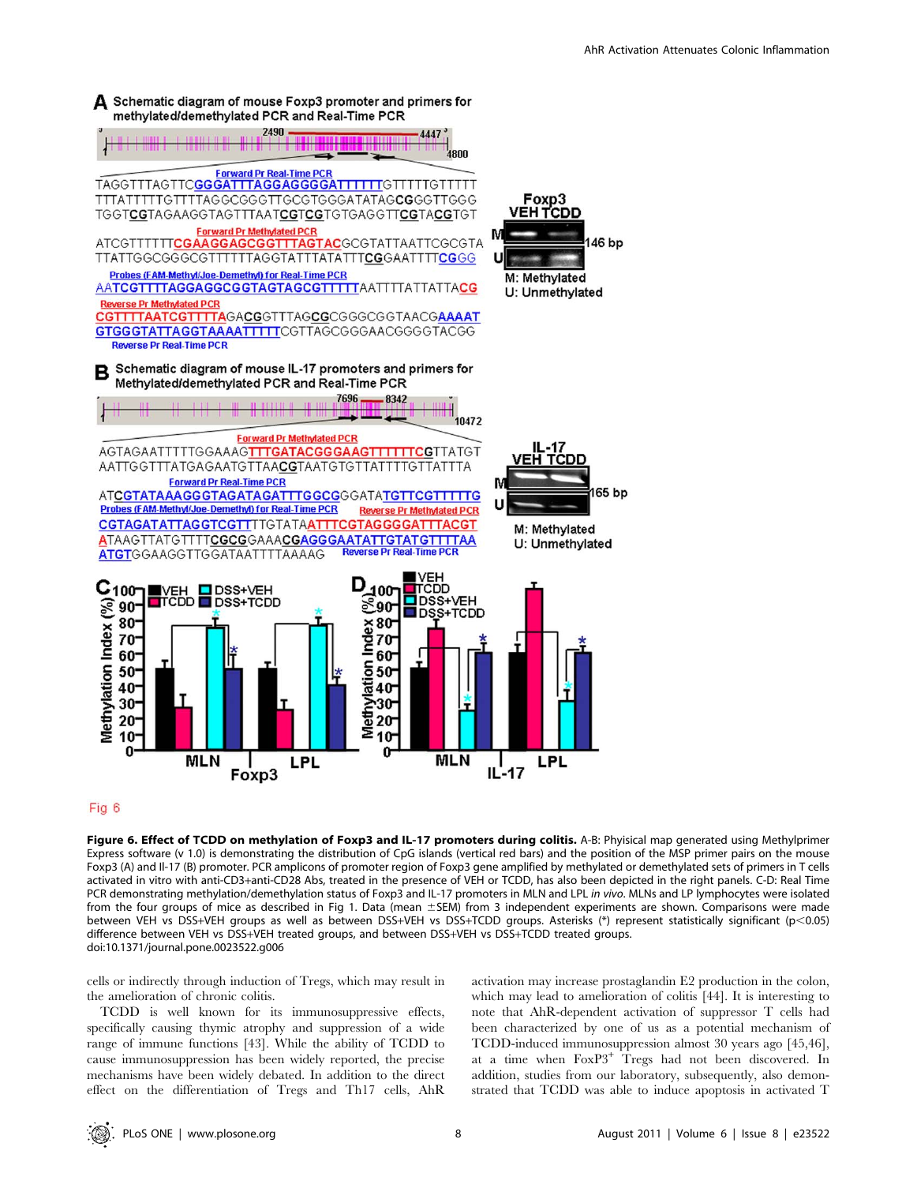Fig 6

**Figure 6. Effect of TCDD on methylation of Foxp3 and IL-17 promoters during colitis.** A-B: Phyisical map generated using Methylprimer Express software (v 1.0) is demonstrating the distribution of CpG islands (vertical red bars) and the position of the MSP primer pairs on the mouse Foxp3 (A) and Il-17 (B) promoter. PCR amplicons of promoter region of Foxp3 gene amplified by methylated or demethylated sets of primers in T cells activated in vitro with anti-CD3+anti-CD28 Abs, treated in the presence of VEH or TCDD, has also been depicted in the right panels. C-D: Real Time PCR demonstrating methylation/demethylation status of Foxp3 and IL-17 promoters in MLN and LPL *in vivo*. MLNs and LP lymphocytes were isolated from the four groups of mice as described in Fig 1. Data (mean ±SEM) from 3 independent experiments are shown. Comparisons were made between VEH vs DSS+VEH groups as well as between DSS+VEH vs DSS+TCDD groups. Asterisks (*) represent statistically significant ($p<0.05$) difference between VEH vs DSS+VEH treated groups, and between DSS+VEH vs DSS+TCDD treated groups.
doi:10.1371/journal.pone.0023522.g006

cells or indirectly through induction of Tregs, which may result in the amelioration of chronic colitis.

TCDD is well known for its immunosuppressive effects, specifically causing thymic atrophy and suppression of a wide range of immune functions [43]. While the ability of TCDD to cause immunosuppression has been widely reported, the precise mechanisms have been widely debated. In addition to the direct effect on the differentiation of Tregs and Th17 cells, AhR activation may increase prostaglandin E2 production in the colon, which may lead to amelioration of colitis [44]. It is interesting to note that AhR-dependent activation of suppressor T cells had been characterized by one of us as a potential mechanism of TCDD-induced immunosuppression almost 30 years ago [45,46], at a time when FoxP3$^{+}$ Tregs had not been discovered. In addition, studies from our laboratory, subsequently, also demonstrated that TCDD was able to induce apoptosis in activated T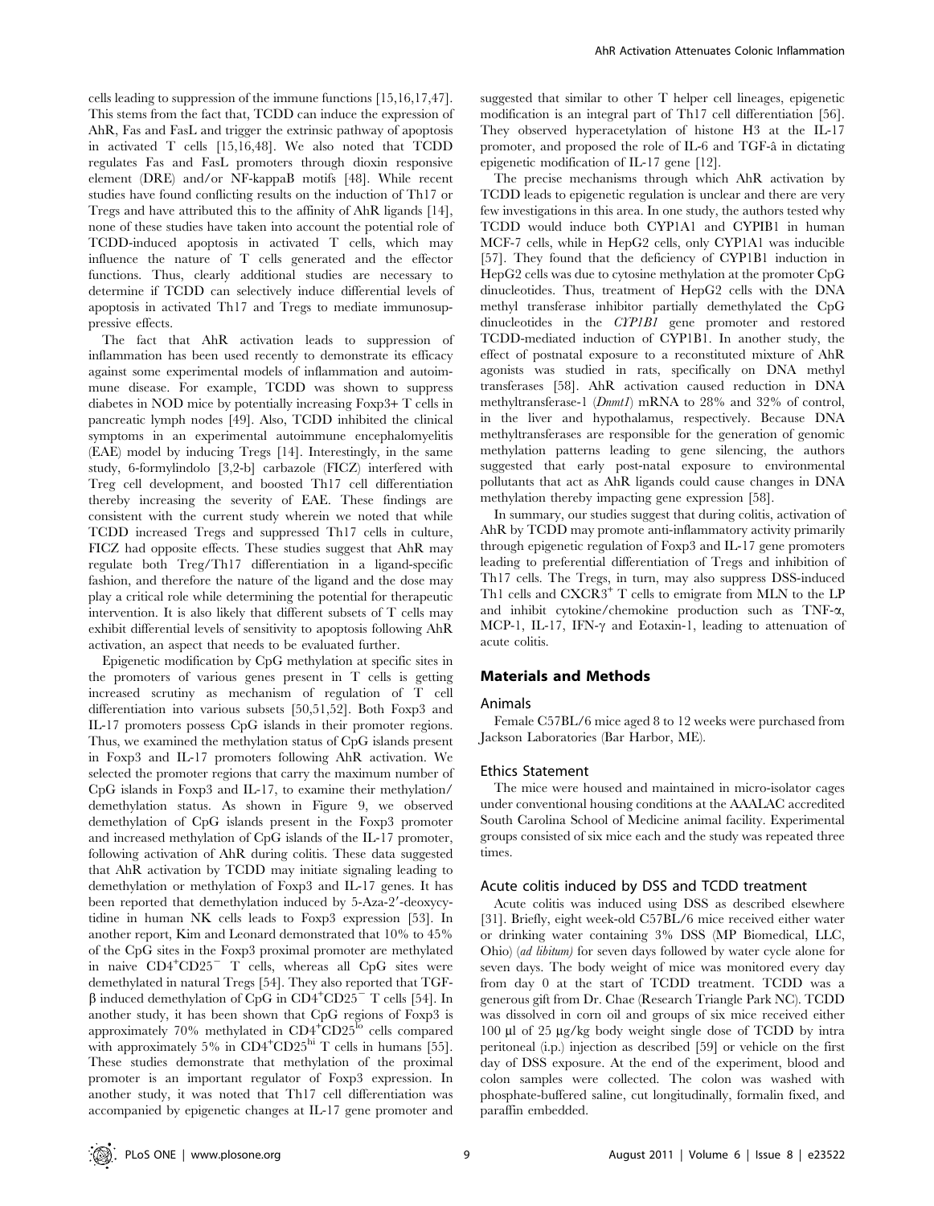cells leading to suppression of the immune functions [15,16,17,47]. This stems from the fact that, TCDD can induce the expression of AhR, Fas and FasL and trigger the extrinsic pathway of apoptosis in activated T cells [15,16,48]. We also noted that TCDD regulates Fas and FasL promoters through dioxin responsive element (DRE) and/or NF-kappaB motifs [48]. While recent studies have found conflicting results on the induction of Th17 or Tregs and have attributed this to the affinity of AhR ligands [14], none of these studies have taken into account the potential role of TCDD-induced apoptosis in activated T cells, which may influence the nature of T cells generated and the effector functions. Thus, clearly additional studies are necessary to determine if TCDD can selectively induce differential levels of apoptosis in activated Th17 and Tregs to mediate immunosuppressive effects.

The fact that AhR activation leads to suppression of inflammation has been used recently to demonstrate its efficacy against some experimental models of inflammation and autoimmune disease. For example, TCDD was shown to suppress diabetes in NOD mice by potentially increasing Foxp3+ T cells in pancreatic lymph nodes [49]. Also, TCDD inhibited the clinical symptoms in an experimental autoimmune encephalomyelitis (EAE) model by inducing Tregs [14]. Interestingly, in the same study, 6-formylindolo [3,2-b] carbazole (FICZ) interfered with Treg cell development, and boosted Th17 cell differentiation thereby increasing the severity of EAE. These findings are consistent with the current study wherein we noted that while TCDD increased Tregs and suppressed Th17 cells in culture, FICZ had opposite effects. These studies suggest that AhR may regulate both Treg/Th17 differentiation in a ligand-specific fashion, and therefore the nature of the ligand and the dose may play a critical role while determining the potential for therapeutic intervention. It is also likely that different subsets of T cells may exhibit differential levels of sensitivity to apoptosis following AhR activation, an aspect that needs to be evaluated further.

Epigenetic modification by CpG methylation at specific sites in the promoters of various genes present in T cells is getting increased scrutiny as mechanism of regulation of T cell differentiation into various subsets [50,51,52]. Both Foxp3 and IL-17 promoters possess CpG islands in their promoter regions. Thus, we examined the methylation status of CpG islands present in Foxp3 and IL-17 promoters following AhR activation. We selected the promoter regions that carry the maximum number of CpG islands in Foxp3 and IL-17, to examine their methylation/demethylation status. As shown in Figure 9, we observed demethylation of CpG islands present in the Foxp3 promoter and increased methylation of CpG islands of the IL-17 promoter, following activation of AhR during colitis. These data suggested that AhR activation by TCDD may initiate signaling leading to demethylation or methylation of Foxp3 and IL-17 genes. It has been reported that demethylation induced by 5-Aza-2′-deoxycytidine in human NK cells leads to Foxp3 expression [53]. In another report, Kim and Leonard demonstrated that 10% to 45% of the CpG sites in the Foxp3 proximal promoter are methylated in naive $CD4^{+}CD25^{-}$ T cells, whereas all CpG sites were demethylated in natural Tregs [54]. They also reported that TGF-β induced demethylation of CpG in $CD4^{+}CD25^{-}$ T cells [54]. In another study, it has been shown that CpG regions of Foxp3 is approximately 70% methylated in $CD4^{+}CD25^{lo}$ cells compared with approximately 5% in $CD4^{+}CD25^{hi}$ T cells in humans [55]. These studies demonstrate that methylation of the proximal promoter is an important regulator of Foxp3 expression. In another study, it was noted that Th17 cell differentiation was accompanied by epigenetic changes at IL-17 gene promoter and suggested that similar to other T helper cell lineages, epigenetic modification is an integral part of Th17 cell differentiation [56]. They observed hyperacetylation of histone H3 at the IL-17 promoter, and proposed the role of IL-6 and TGF-â in dictating epigenetic modification of IL-17 gene [12].

The precise mechanisms through which AhR activation by TCDD leads to epigenetic regulation is unclear and there are very few investigations in this area. In one study, the authors tested why TCDD would induce both CYP1A1 and CYPIB1 in human MCF-7 cells, while in HepG2 cells, only CYP1A1 was inducible [57]. They found that the deficiency of CYP1B1 induction in HepG2 cells was due to cytosine methylation at the promoter CpG dinucleotides. Thus, treatment of HepG2 cells with the DNA methyl transferase inhibitor partially demethylated the CpG dinucleotides in the *CYP1B1* gene promoter and restored TCDD-mediated induction of CYP1B1. In another study, the effect of postnatal exposure to a reconstituted mixture of AhR agonists was studied in rats, specifically on DNA methyl transferases [58]. AhR activation caused reduction in DNA methyltransferase-1 (*Dnmt1*) mRNA to 28% and 32% of control, in the liver and hypothalamus, respectively. Because DNA methyltransferases are responsible for the generation of genomic methylation patterns leading to gene silencing, the authors suggested that early post-natal exposure to environmental pollutants that act as AhR ligands could cause changes in DNA methylation thereby impacting gene expression [58].

In summary, our studies suggest that during colitis, activation of AhR by TCDD may promote anti-inflammatory activity primarily through epigenetic regulation of Foxp3 and IL-17 gene promoters leading to preferential differentiation of Tregs and inhibition of Th17 cells. The Tregs, in turn, may also suppress DSS-induced Th1 cells and $CXCR3^{+}$ T cells to emigrate from MLN to the LP and inhibit cytokine/chemokine production such as TNF-α, MCP-1, IL-17, IFN-γ and Eotaxin-1, leading to attenuation of acute colitis.

## Materials and Methods

### Animals

Female C57BL/6 mice aged 8 to 12 weeks were purchased from Jackson Laboratories (Bar Harbor, ME).

### Ethics Statement

The mice were housed and maintained in micro-isolator cages under conventional housing conditions at the AAALAC accredited South Carolina School of Medicine animal facility. Experimental groups consisted of six mice each and the study was repeated three times.

### Acute colitis induced by DSS and TCDD treatment

Acute colitis was induced using DSS as described elsewhere [31]. Briefly, eight week-old C57BL/6 mice received either water or drinking water containing 3% DSS (MP Biomedical, LLC, Ohio) (*ad libitum)* for seven days followed by water cycle alone for seven days. The body weight of mice was monitored every day from day 0 at the start of TCDD treatment. TCDD was a generous gift from Dr. Chae (Research Triangle Park NC). TCDD was dissolved in corn oil and groups of six mice received either 100 µl of 25 µg/kg body weight single dose of TCDD by intra peritoneal (i.p.) injection as described [59] or vehicle on the first day of DSS exposure. At the end of the experiment, blood and colon samples were collected. The colon was washed with phosphate-buffered saline, cut longitudinally, formalin fixed, and paraffin embedded.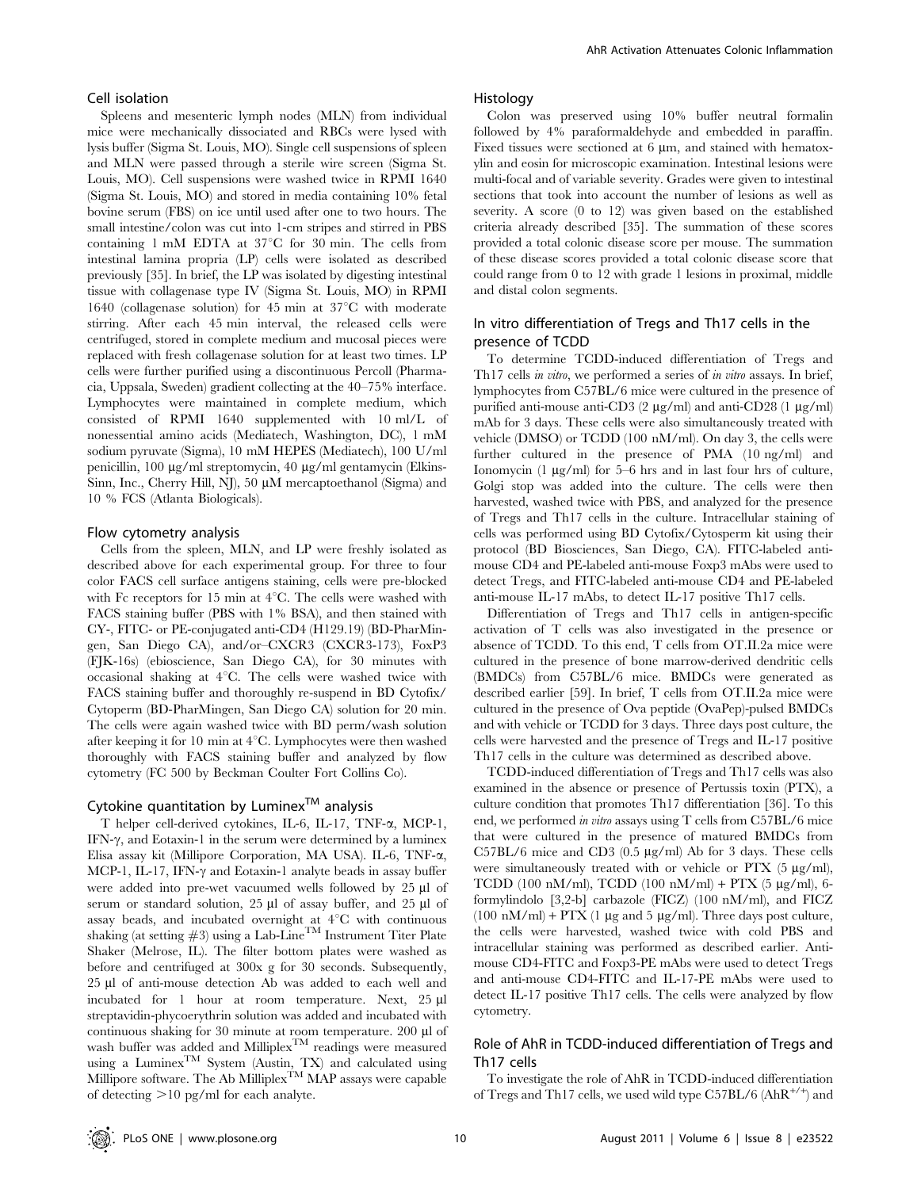### Cell isolation

Spleens and mesenteric lymph nodes (MLN) from individual mice were mechanically dissociated and RBCs were lysed with lysis buffer (Sigma St. Louis, MO). Single cell suspensions of spleen and MLN were passed through a sterile wire screen (Sigma St. Louis, MO). Cell suspensions were washed twice in RPMI 1640 (Sigma St. Louis, MO) and stored in media containing 10% fetal bovine serum (FBS) on ice until used after one to two hours. The small intestine/colon was cut into 1-cm stripes and stirred in PBS containing 1 mM EDTA at 37°C for 30 min. The cells from intestinal lamina propria (LP) cells were isolated as described previously [35]. In brief, the LP was isolated by digesting intestinal tissue with collagenase type IV (Sigma St. Louis, MO) in RPMI 1640 (collagenase solution) for 45 min at 37°C with moderate stirring. After each 45 min interval, the released cells were centrifuged, stored in complete medium and mucosal pieces were replaced with fresh collagenase solution for at least two times. LP cells were further purified using a discontinuous Percoll (Pharmacia, Uppsala, Sweden) gradient collecting at the 40–75% interface. Lymphocytes were maintained in complete medium, which consisted of RPMI 1640 supplemented with 10 ml/L of nonessential amino acids (Mediatech, Washington, DC), 1 mM sodium pyruvate (Sigma), 10 mM HEPES (Mediatech), 100 U/ml penicillin, 100 µg/ml streptomycin, 40 µg/ml gentamycin (Elkins-Sinn, Inc., Cherry Hill, NJ), 50 µM mercaptoethanol (Sigma) and 10 % FCS (Atlanta Biologicals).

### Flow cytometry analysis

Cells from the spleen, MLN, and LP were freshly isolated as described above for each experimental group. For three to four color FACS cell surface antigens staining, cells were pre-blocked with Fc receptors for 15 min at 4°C. The cells were washed with FACS staining buffer (PBS with 1% BSA), and then stained with CY-, FITC- or PE-conjugated anti-CD4 (H129.19) (BD-PharMingen, San Diego CA), and/or–CXCR3 (CXCR3-173), FoxP3 (FJK-16s) (ebioscience, San Diego CA), for 30 minutes with occasional shaking at 4°C. The cells were washed twice with FACS staining buffer and thoroughly re-suspend in BD Cytofix/Cytoperm (BD-PharMingen, San Diego CA) solution for 20 min. The cells were again washed twice with BD perm/wash solution after keeping it for 10 min at 4°C. Lymphocytes were then washed thoroughly with FACS staining buffer and analyzed by flow cytometry (FC 500 by Beckman Coulter Fort Collins Co).

### Cytokine quantitation by Luminex™ analysis

T helper cell-derived cytokines, IL-6, IL-17, TNF-α, MCP-1, IFN-γ, and Eotaxin-1 in the serum were determined by a luminex Elisa assay kit (Millipore Corporation, MA USA). IL-6, TNF-α, MCP-1, IL-17, IFN-γ and Eotaxin-1 analyte beads in assay buffer were added into pre-wet vacuumed wells followed by 25 µl of serum or standard solution, 25 µl of assay buffer, and 25 µl of assay beads, and incubated overnight at 4°C with continuous shaking (at setting #3) using a Lab-Line™ Instrument Titer Plate Shaker (Melrose, IL). The filter bottom plates were washed as before and centrifuged at 300x g for 30 seconds. Subsequently, 25 µl of anti-mouse detection Ab was added to each well and incubated for 1 hour at room temperature. Next, 25 µl streptavidin-phycoerythrin solution was added and incubated with continuous shaking for 30 minute at room temperature. 200 µl of wash buffer was added and Milliplex™ readings were measured using a Luminex™ System (Austin, TX) and calculated using Millipore software. The Ab Milliplex™ MAP assays were capable of detecting >10 pg/ml for each analyte.

### Histology

Colon was preserved using 10% buffer neutral formalin followed by 4% paraformaldehyde and embedded in paraffin. Fixed tissues were sectioned at 6 µm, and stained with hematoxylin and eosin for microscopic examination. Intestinal lesions were multi-focal and of variable severity. Grades were given to intestinal sections that took into account the number of lesions as well as severity. A score (0 to 12) was given based on the established criteria already described [35]. The summation of these scores provided a total colonic disease score per mouse. The summation of these disease scores provided a total colonic disease score that could range from 0 to 12 with grade 1 lesions in proximal, middle and distal colon segments.

### In vitro differentiation of Tregs and Th17 cells in the presence of TCDD

To determine TCDD-induced differentiation of Tregs and Th17 cells *in vitro*, we performed a series of *in vitro* assays. In brief, lymphocytes from C57BL/6 mice were cultured in the presence of purified anti-mouse anti-CD3 (2 µg/ml) and anti-CD28 (1 µg/ml) mAb for 3 days. These cells were also simultaneously treated with vehicle (DMSO) or TCDD (100 nM/ml). On day 3, the cells were further cultured in the presence of PMA (10 ng/ml) and Ionomycin (1 µg/ml) for 5–6 hrs and in last four hrs of culture, Golgi stop was added into the culture. The cells were then harvested, washed twice with PBS, and analyzed for the presence of Tregs and Th17 cells in the culture. Intracellular staining of cells was performed using BD Cytofix/Cytosperm kit using their protocol (BD Biosciences, San Diego, CA). FITC-labeled anti-mouse CD4 and PE-labeled anti-mouse Foxp3 mAbs were used to detect Tregs, and FITC-labeled anti-mouse CD4 and PE-labeled anti-mouse IL-17 mAbs, to detect IL-17 positive Th17 cells.

Differentiation of Tregs and Th17 cells in antigen-specific activation of T cells was also investigated in the presence or absence of TCDD. To this end, T cells from OT.II.2a mice were cultured in the presence of bone marrow-derived dendritic cells (BMDCs) from C57BL/6 mice. BMDCs were generated as described earlier [59]. In brief, T cells from OT.II.2a mice were cultured in the presence of Ova peptide (OvaPep)-pulsed BMDCs and with vehicle or TCDD for 3 days. Three days post culture, the cells were harvested and the presence of Tregs and IL-17 positive Th17 cells in the culture was determined as described above.

TCDD-induced differentiation of Tregs and Th17 cells was also examined in the absence or presence of Pertussis toxin (PTX), a culture condition that promotes Th17 differentiation [36]. To this end, we performed *in vitro* assays using T cells from C57BL/6 mice that were cultured in the presence of matured BMDCs from C57BL/6 mice and CD3 (0.5 µg/ml) Ab for 3 days. These cells were simultaneously treated with or vehicle or PTX (5 µg/ml), TCDD (100 nM/ml), TCDD (100 nM/ml) + PTX (5 µg/ml), 6-formylindolo [3,2-b] carbazole (FICZ) (100 nM/ml), and FICZ (100 nM/ml) + PTX (1 µg and 5 µg/ml). Three days post culture, the cells were harvested, washed twice with cold PBS and intracellular staining was performed as described earlier. Anti-mouse CD4-FITC and Foxp3-PE mAbs were used to detect Tregs and anti-mouse CD4-FITC and IL-17-PE mAbs were used to detect IL-17 positive Th17 cells. The cells were analyzed by flow cytometry.

### Role of AhR in TCDD-induced differentiation of Tregs and Th17 cells

To investigate the role of AhR in TCDD-induced differentiation of Tregs and Th17 cells, we used wild type C57BL/6 (AhR$^{+/+}$) and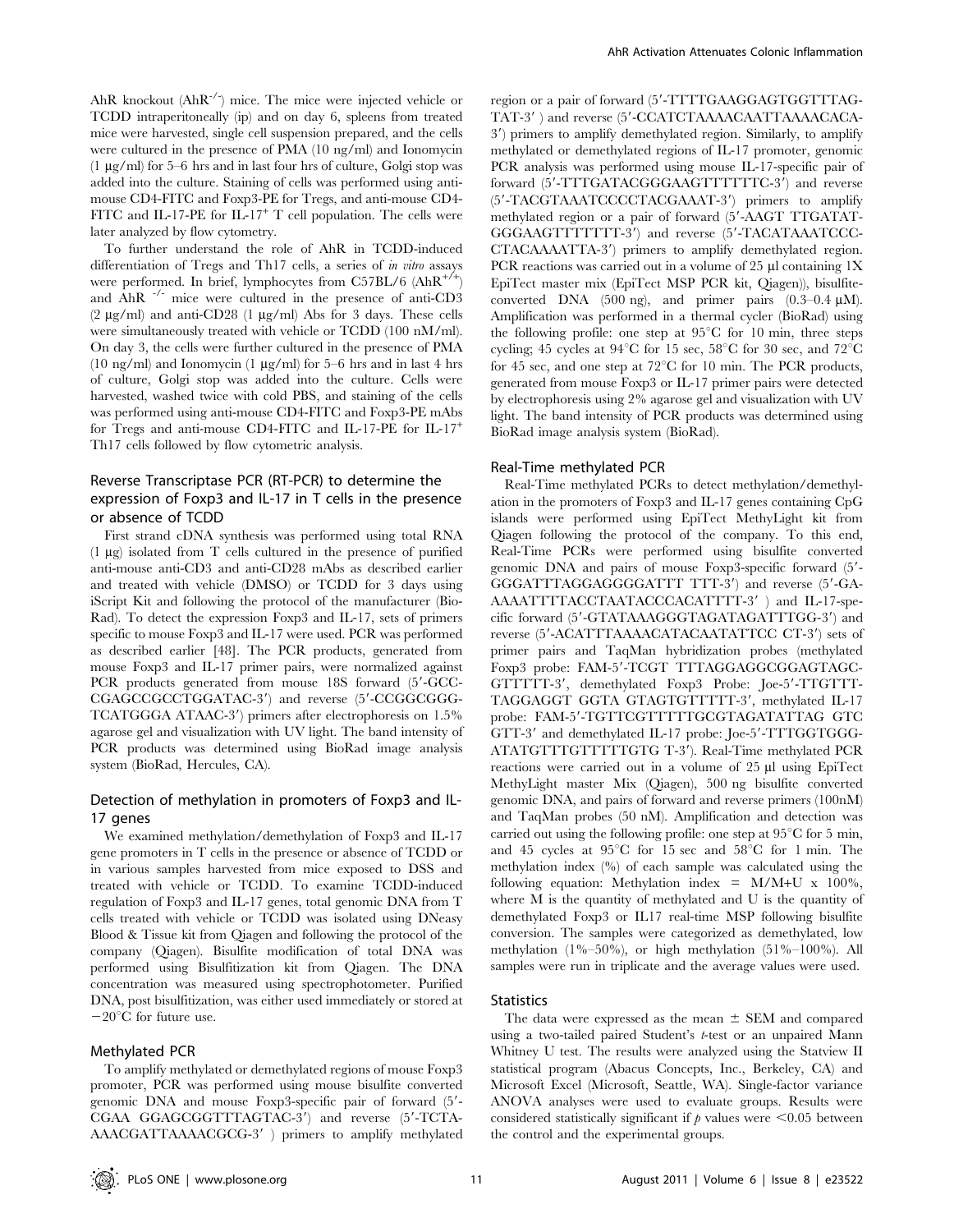AhR knockout (AhR$^{-/-}$) mice. The mice were injected vehicle or TCDD intraperitoneally (ip) and on day 6, spleens from treated mice were harvested, single cell suspension prepared, and the cells were cultured in the presence of PMA (10 ng/ml) and Ionomycin (1 µg/ml) for 5–6 hrs and in last four hrs of culture, Golgi stop was added into the culture. Staining of cells was performed using anti-mouse CD4-FITC and Foxp3-PE for Tregs, and anti-mouse CD4-FITC and IL-17-PE for IL-17$^{+}$ T cell population. The cells were later analyzed by flow cytometry.

To further understand the role of AhR in TCDD-induced differentiation of Tregs and Th17 cells, a series of *in vitro* assays were performed. In brief, lymphocytes from C57BL/6 (AhR$^{+/+}$) and AhR $^{-/-}$ mice were cultured in the presence of anti-CD3 (2 µg/ml) and anti-CD28 (1 µg/ml) Abs for 3 days. These cells were simultaneously treated with vehicle or TCDD (100 nM/ml). On day 3, the cells were further cultured in the presence of PMA (10 ng/ml) and Ionomycin (1 µg/ml) for 5–6 hrs and in last 4 hrs of culture, Golgi stop was added into the culture. Cells were harvested, washed twice with cold PBS, and staining of the cells was performed using anti-mouse CD4-FITC and Foxp3-PE mAbs for Tregs and anti-mouse CD4-FITC and IL-17-PE for IL-17$^{+}$ Th17 cells followed by flow cytometric analysis.

## Reverse Transcriptase PCR (RT-PCR) to determine the expression of Foxp3 and IL-17 in T cells in the presence or absence of TCDD

First strand cDNA synthesis was performed using total RNA (1 µg) isolated from T cells cultured in the presence of purified anti-mouse anti-CD3 and anti-CD28 mAbs as described earlier and treated with vehicle (DMSO) or TCDD for 3 days using iScript Kit and following the protocol of the manufacturer (Bio-Rad). To detect the expression Foxp3 and IL-17, sets of primers specific to mouse Foxp3 and IL-17 were used. PCR was performed as described earlier [48]. The PCR products, generated from mouse Foxp3 and IL-17 primer pairs, were normalized against PCR products generated from mouse 18S forward (5′-GCC-CGAGCCGCCTGGATAC-3′) and reverse (5′-CCGGCGGG-TCATGGGA ATAAC-3′) primers after electrophoresis on 1.5% agarose gel and visualization with UV light. The band intensity of PCR products was determined using BioRad image analysis system (BioRad, Hercules, CA).

## Detection of methylation in promoters of Foxp3 and IL-17 genes

We examined methylation/demethylation of Foxp3 and IL-17 gene promoters in T cells in the presence or absence of TCDD or in various samples harvested from mice exposed to DSS and treated with vehicle or TCDD. To examine TCDD-induced regulation of Foxp3 and IL-17 genes, total genomic DNA from T cells treated with vehicle or TCDD was isolated using DNeasy Blood & Tissue kit from Qiagen and following the protocol of the company (Qiagen). Bisulfite modification of total DNA was performed using Bisulfitization kit from Qiagen. The DNA concentration was measured using spectrophotometer. Purified DNA, post bisulfitization, was either used immediately or stored at −20°C for future use.

## Methylated PCR

To amplify methylated or demethylated regions of mouse Foxp3 promoter, PCR was performed using mouse bisulfite converted genomic DNA and mouse Foxp3-specific pair of forward (5′-CGAA GGAGCGGTTTAGTAC-3′) and reverse (5′-TCTA-AAACGATTAAAACGCG-3′ ) primers to amplify methylated region or a pair of forward (5′-TTTTGAAGGAGTGGTTTAG-TAT-3′ ) and reverse (5′-CCATCTAAAACAATTAAAACACA-3′) primers to amplify demethylated region. Similarly, to amplify methylated or demethylated regions of IL-17 promoter, genomic PCR analysis was performed using mouse IL-17-specific pair of forward (5′-TTTGATACGGGAAGTTTTTTC-3′) and reverse (5′-TACGTAAATCCCCTACGAAAT-3′) primers to amplify methylated region or a pair of forward (5′-AAGT TTGATAT-GGGAAGTTTTTTT-3′) and reverse (5′-TACATAAATCCC-CTACAAAATTA-3′) primers to amplify demethylated region. PCR reactions was carried out in a volume of 25 µl containing 1X EpiTect master mix (EpiTect MSP PCR kit, Qiagen)), bisulfite-converted DNA (500 ng), and primer pairs (0.3–0.4 µM). Amplification was performed in a thermal cycler (BioRad) using the following profile: one step at 95°C for 10 min, three steps cycling; 45 cycles at 94°C for 15 sec, 58°C for 30 sec, and 72°C for 45 sec, and one step at 72°C for 10 min. The PCR products, generated from mouse Foxp3 or IL-17 primer pairs were detected by electrophoresis using 2% agarose gel and visualization with UV light. The band intensity of PCR products was determined using BioRad image analysis system (BioRad).

## Real-Time methylated PCR

Real-Time methylated PCRs to detect methylation/demethylation in the promoters of Foxp3 and IL-17 genes containing CpG islands were performed using EpiTect MethyLight kit from Qiagen following the protocol of the company. To this end, Real-Time PCRs were performed using bisulfite converted genomic DNA and pairs of mouse Foxp3-specific forward (5′-GGGATTTAGGAGGGGATTT TTT-3′) and reverse (5′-GA-AAAATTTTACCTAATACCCACATTTT-3′ ) and IL-17-specific forward (5′-GTATAAAGGGTAGATAGATTTGG-3′) and reverse (5′-ACATTTAAAACATACAATATTCC CT-3′) sets of primer pairs and TaqMan hybridization probes (methylated Foxp3 probe: FAM-5′-TCGT TTTAGGAGGCGGAGTAGC-GTTTTT-3′, demethylated Foxp3 Probe: Joe-5′-TTGTTT-TAGGAGGT GGTA GTAGTGTTTTT-3′, methylated IL-17 probe: FAM-5′-TGTTCGTTTTTGCGTAGATATTAG GTC GTT-3′ and demethylated IL-17 probe: Joe-5′-TTTGGTGGG-ATATGTTTGTTTTTGTG T-3′). Real-Time methylated PCR reactions were carried out in a volume of 25 µl using EpiTect MethyLight master Mix (Qiagen), 500 ng bisulfite converted genomic DNA, and pairs of forward and reverse primers (100nM) and TaqMan probes (50 nM). Amplification and detection was carried out using the following profile: one step at 95°C for 5 min, and 45 cycles at 95°C for 15 sec and 58°C for 1 min. The methylation index (%) of each sample was calculated using the following equation: Methylation index = M/M+U x 100%, where M is the quantity of methylated and U is the quantity of demethylated Foxp3 or IL17 real-time MSP following bisulfite conversion. The samples were categorized as demethylated, low methylation (1%–50%), or high methylation (51%–100%). All samples were run in triplicate and the average values were used.

## Statistics

The data were expressed as the mean ± SEM and compared using a two-tailed paired Student's *t*-test or an unpaired Mann Whitney U test. The results were analyzed using the Statview II statistical program (Abacus Concepts, Inc., Berkeley, CA) and Microsoft Excel (Microsoft, Seattle, WA). Single-factor variance ANOVA analyses were used to evaluate groups. Results were considered statistically significant if $p$ values were $<0.05$ between the control and the experimental groups.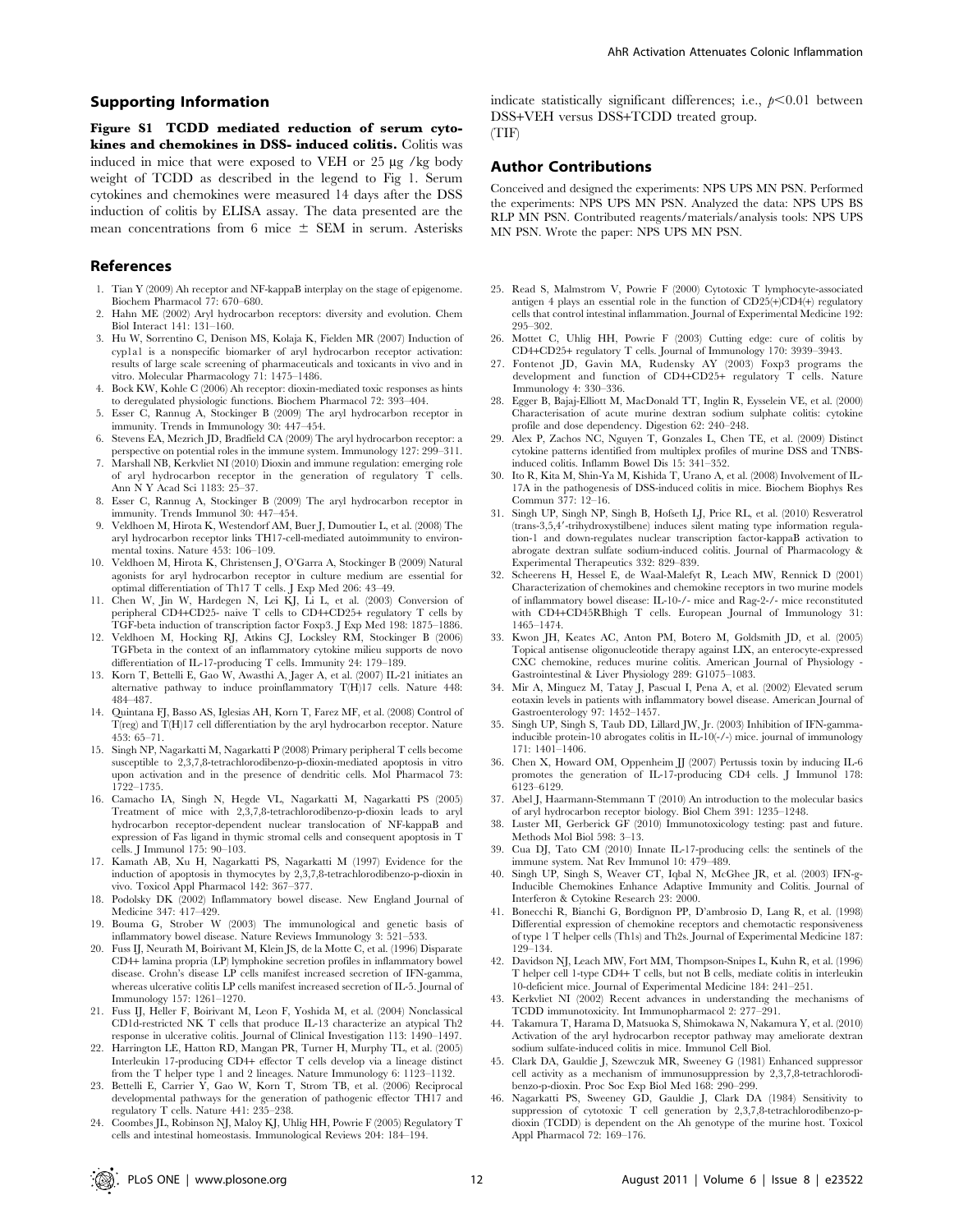## Supporting Information

**Figure S1 TCDD mediated reduction of serum cytokines and chemokines in DSS- induced colitis.** Colitis was induced in mice that were exposed to VEH or 25 μg /kg body weight of TCDD as described in the legend to Fig 1. Serum cytokines and chemokines were measured 14 days after the DSS induction of colitis by ELISA assay. The data presented are the mean concentrations from 6 mice ± SEM in serum. Asterisks indicate statistically significant differences; i.e., $p<0.01$ between DSS+VEH versus DSS+TCDD treated group.
(TIF)

## Author Contributions

Conceived and designed the experiments: NPS UPS MN PSN. Performed the experiments: NPS UPS MN PSN. Analyzed the data: NPS UPS BS RLP MN PSN. Contributed reagents/materials/analysis tools: NPS UPS MN PSN. Wrote the paper: NPS UPS MN PSN.

## References

1. Tian Y (2009) Ah receptor and NF-kappaB interplay on the stage of epigenome. Biochem Pharmacol 77: 670–680.
2. Hahn ME (2002) Aryl hydrocarbon receptors: diversity and evolution. Chem Biol Interact 141: 131–160.
3. Hu W, Sorrentino C, Denison MS, Kolaja K, Fielden MR (2007) Induction of cyp1a1 is a nonspecific biomarker of aryl hydrocarbon receptor activation: results of large scale screening of pharmaceuticals and toxicants in vivo and in vitro. Molecular Pharmacology 71: 1475–1486.
4. Bock KW, Kohle C (2006) Ah receptor: dioxin-mediated toxic responses as hints to deregulated physiologic functions. Biochem Pharmacol 72: 393–404.
5. Esser C, Rannug A, Stockinger B (2009) The aryl hydrocarbon receptor in immunity. Trends in Immunology 30: 447–454.
6. Stevens EA, Mezrich JD, Bradfield CA (2009) The aryl hydrocarbon receptor: a perspective on potential roles in the immune system. Immunology 127: 299–311.
7. Marshall NB, Kerkvliet NI (2010) Dioxin and immune regulation: emerging role of aryl hydrocarbon receptor in the generation of regulatory T cells. Ann N Y Acad Sci 1183: 25–37.
8. Esser C, Rannug A, Stockinger B (2009) The aryl hydrocarbon receptor in immunity. Trends Immunol 30: 447–454.
9. Veldhoen M, Hirota K, Westendorf AM, Buer J, Dumoutier L, et al. (2008) The aryl hydrocarbon receptor links TH17-cell-mediated autoimmunity to environmental toxins. Nature 453: 106–109.
10. Veldhoen M, Hirota K, Christensen J, O'Garra A, Stockinger B (2009) Natural agonists for aryl hydrocarbon receptor in culture medium are essential for optimal differentiation of Th17 T cells. J Exp Med 206: 43–49.
11. Chen W, Jin W, Hardegen N, Lei KJ, Li L, et al. (2003) Conversion of peripheral CD4+CD25- naive T cells to CD4+CD25+ regulatory T cells by TGF-beta induction of transcription factor Foxp3. J Exp Med 198: 1875–1886.
12. Veldhoen M, Hocking RJ, Atkins CJ, Locksley RM, Stockinger B (2006) TGFbeta in the context of an inflammatory cytokine milieu supports de novo differentiation of IL-17-producing T cells. Immunity 24: 179–189.
13. Korn T, Bettelli E, Gao W, Awasthi A, Jager A, et al. (2007) IL-21 initiates an alternative pathway to induce proinflammatory T(H)17 cells. Nature 448: 484–487.
14. Quintana FJ, Basso AS, Iglesias AH, Korn T, Farez MF, et al. (2008) Control of T(reg) and T(H)17 cell differentiation by the aryl hydrocarbon receptor. Nature 453: 65–71.
15. Singh NP, Nagarkatti M, Nagarkatti P (2008) Primary peripheral T cells become susceptible to 2,3,7,8-tetrachlorodibenzo-p-dioxin-mediated apoptosis in vitro upon activation and in the presence of dendritic cells. Mol Pharmacol 73: 1722–1735.
16. Camacho IA, Singh N, Hegde VL, Nagarkatti M, Nagarkatti PS (2005) Treatment of mice with 2,3,7,8-tetrachlorodibenzo-p-dioxin leads to aryl hydrocarbon receptor-dependent nuclear translocation of NF-kappaB and expression of Fas ligand in thymic stromal cells and consequent apoptosis in T cells. J Immunol 175: 90–103.
17. Kamath AB, Xu H, Nagarkatti PS, Nagarkatti M (1997) Evidence for the induction of apoptosis in thymocytes by 2,3,7,8-tetrachlorodibenzo-p-dioxin in vivo. Toxicol Appl Pharmacol 142: 367–377.
18. Podolsky DK (2002) Inflammatory bowel disease. New England Journal of Medicine 347: 417–429.
19. Bouma G, Strober W (2003) The immunological and genetic basis of inflammatory bowel disease. Nature Reviews Immunology 3: 521–533.
20. Fuss IJ, Neurath M, Boirivant M, Klein JS, de la Motte C, et al. (1996) Disparate CD4+ lamina propria (LP) lymphokine secretion profiles in inflammatory bowel disease. Crohn's disease LP cells manifest increased secretion of IFN-gamma, whereas ulcerative colitis LP cells manifest increased secretion of IL-5. Journal of Immunology 157: 1261–1270.
21. Fuss IJ, Heller F, Boirivant M, Leon F, Yoshida M, et al. (2004) Nonclassical CD1d-restricted NK T cells that produce IL-13 characterize an atypical Th2 response in ulcerative colitis. Journal of Clinical Investigation 113: 1490–1497.
22. Harrington LE, Hatton RD, Mangan PR, Turner H, Murphy TL, et al. (2005) Interleukin 17-producing CD4+ effector T cells develop via a lineage distinct from the T helper type 1 and 2 lineages. Nature Immunology 6: 1123–1132.
23. Bettelli E, Carrier Y, Gao W, Korn T, Strom TB, et al. (2006) Reciprocal developmental pathways for the generation of pathogenic effector TH17 and regulatory T cells. Nature 441: 235–238.
24. Coombes JL, Robinson NJ, Maloy KJ, Uhlig HH, Powrie F (2005) Regulatory T cells and intestinal homeostasis. Immunological Reviews 204: 184–194.
25. Read S, Malmstrom V, Powrie F (2000) Cytotoxic T lymphocyte-associated antigen 4 plays an essential role in the function of CD25(+)CD4(+) regulatory cells that control intestinal inflammation. Journal of Experimental Medicine 192: 295–302.
26. Mottet C, Uhlig HH, Powrie F (2003) Cutting edge: cure of colitis by CD4+CD25+ regulatory T cells. Journal of Immunology 170: 3939–3943.
27. Fontenot JD, Gavin MA, Rudensky AY (2003) Foxp3 programs the development and function of CD4+CD25+ regulatory T cells. Nature Immunology 4: 330–336.
28. Egger B, Bajaj-Elliott M, MacDonald TT, Inglin R, Eysselein VE, et al. (2000) Characterisation of acute murine dextran sodium sulphate colitis: cytokine profile and dose dependency. Digestion 62: 240–248.
29. Alex P, Zachos NC, Nguyen T, Gonzales L, Chen TE, et al. (2009) Distinct cytokine patterns identified from multiplex profiles of murine DSS and TNBS-induced colitis. Inflamm Bowel Dis 15: 341–352.
30. Ito R, Kita M, Shin-Ya M, Kishida T, Urano A, et al. (2008) Involvement of IL-17A in the pathogenesis of DSS-induced colitis in mice. Biochem Biophys Res Commun 377: 12–16.
31. Singh UP, Singh NP, Singh B, Hofseth LJ, Price RL, et al. (2010) Resveratrol (trans-3,5,4′-trihydroxystilbene) induces silent mating type information regulation-1 and down-regulates nuclear transcription factor-kappaB activation to abrogate dextran sulfate sodium-induced colitis. Journal of Pharmacology & Experimental Therapeutics 332: 829–839.
32. Scheerens H, Hessel E, de Waal-Malefyt R, Leach MW, Rennick D (2001) Characterization of chemokines and chemokine receptors in two murine models of inflammatory bowel disease: IL-10-/- mice and Rag-2-/- mice reconstituted with CD4+CD45RBhigh T cells. European Journal of Immunology 31: 1465–1474.
33. Kwon JH, Keates AC, Anton PM, Botero M, Goldsmith JD, et al. (2005) Topical antisense oligonucleotide therapy against LIX, an enterocyte-expressed CXC chemokine, reduces murine colitis. American Journal of Physiology - Gastrointestinal & Liver Physiology 289: G1075–1083.
34. Mir A, Minguez M, Tatay J, Pascual I, Pena A, et al. (2002) Elevated serum eotaxin levels in patients with inflammatory bowel disease. American Journal of Gastroenterology 97: 1452–1457.
35. Singh UP, Singh S, Taub DD, Lillard JW, Jr. (2003) Inhibition of IFN-gamma-inducible protein-10 abrogates colitis in IL-10(-/-) mice. journal of immunology 171: 1401–1406.
36. Chen X, Howard OM, Oppenheim JJ (2007) Pertussis toxin by inducing IL-6 promotes the generation of IL-17-producing CD4 cells. J Immunol 178: 6123–6129.
37. Abel J, Haarmann-Stemmann T (2010) An introduction to the molecular basics of aryl hydrocarbon receptor biology. Biol Chem 391: 1235–1248.
38. Luster MI, Gerberick GF (2010) Immunotoxicology testing: past and future. Methods Mol Biol 598: 3–13.
39. Cua DJ, Tato CM (2010) Innate IL-17-producing cells: the sentinels of the immune system. Nat Rev Immunol 10: 479–489.
40. Singh UP, Singh S, Weaver CT, Iqbal N, McGhee JR, et al. (2003) IFN-g-Inducible Chemokines Enhance Adaptive Immunity and Colitis. Journal of Interferon & Cytokine Research 23: 2000.
41. Bonecchi R, Bianchi G, Bordignon PP, D'ambrosio D, Lang R, et al. (1998) Differential expression of chemokine receptors and chemotactic responsiveness of type 1 T helper cells (Th1s) and Th2s. Journal of Experimental Medicine 187: 129–134.
42. Davidson NJ, Leach MW, Fort MM, Thompson-Snipes L, Kuhn R, et al. (1996) T helper cell 1-type CD4+ T cells, but not B cells, mediate colitis in interleukin 10-deficient mice. Journal of Experimental Medicine 184: 241–251.
43. Kerkvliet NI (2002) Recent advances in understanding the mechanisms of TCDD immunotoxicity. Int Immunopharmacol 2: 277–291.
44. Takamura T, Harama D, Matsuoka S, Shimokawa N, Nakamura Y, et al. (2010) Activation of the aryl hydrocarbon receptor pathway may ameliorate dextran sodium sulfate-induced colitis in mice. Immunol Cell Biol.
45. Clark DA, Gauldie J, Szewczuk MR, Sweeney G (1981) Enhanced suppressor cell activity as a mechanism of immunosuppression by 2,3,7,8-tetrachlorodibenzo-p-dioxin. Proc Soc Exp Biol Med 168: 290–299.
46. Nagarkatti PS, Sweeney GD, Gauldie J, Clark DA (1984) Sensitivity to suppression of cytotoxic T cell generation by 2,3,7,8-tetrachlorodibenzo-p-dioxin (TCDD) is dependent on the Ah genotype of the murine host. Toxicol Appl Pharmacol 72: 169–176.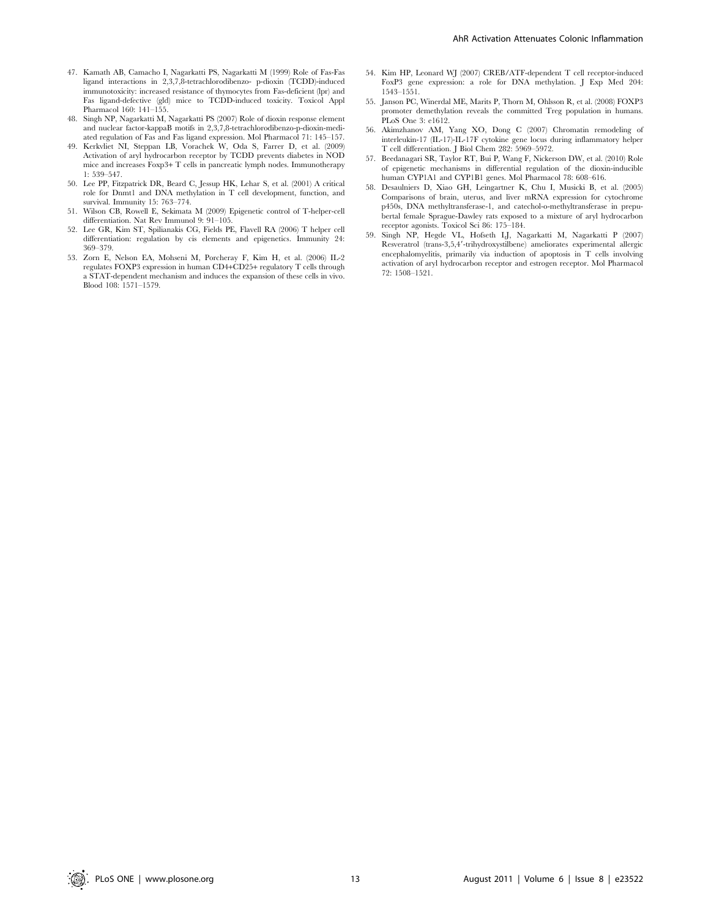47. Kamath AB, Camacho I, Nagarkatti PS, Nagarkatti M (1999) Role of Fas-Fas ligand interactions in 2,3,7,8-tetrachlorodibenzo- p-dioxin (TCDD)-induced immunotoxicity: increased resistance of thymocytes from Fas-deficient (lpr) and Fas ligand-defective (gld) mice to TCDD-induced toxicity. Toxicol Appl Pharmacol 160: 141–155.
48. Singh NP, Nagarkatti M, Nagarkatti PS (2007) Role of dioxin response element and nuclear factor-kappaB motifs in 2,3,7,8-tetrachlorodibenzo-p-dioxin-mediated regulation of Fas and Fas ligand expression. Mol Pharmacol 71: 145–157.
49. Kerkvliet NI, Steppan LB, Vorachek W, Oda S, Farrer D, et al. (2009) Activation of aryl hydrocarbon receptor by TCDD prevents diabetes in NOD mice and increases Foxp3+ T cells in pancreatic lymph nodes. Immunotherapy 1: 539–547.
50. Lee PP, Fitzpatrick DR, Beard C, Jessup HK, Lehar S, et al. (2001) A critical role for Dnmt1 and DNA methylation in T cell development, function, and survival. Immunity 15: 763–774.
51. Wilson CB, Rowell E, Sekimata M (2009) Epigenetic control of T-helper-cell differentiation. Nat Rev Immunol 9: 91–105.
52. Lee GR, Kim ST, Spilianakis CG, Fields PE, Flavell RA (2006) T helper cell differentiation: regulation by cis elements and epigenetics. Immunity 24: 369–379.
53. Zorn E, Nelson EA, Mohseni M, Porcheray F, Kim H, et al. (2006) IL-2 regulates FOXP3 expression in human CD4+CD25+ regulatory T cells through a STAT-dependent mechanism and induces the expansion of these cells in vivo. Blood 108: 1571–1579.
54. Kim HP, Leonard WJ (2007) CREB/ATF-dependent T cell receptor-induced FoxP3 gene expression: a role for DNA methylation. J Exp Med 204: 1543–1551.
55. Janson PC, Winerdal ME, Marits P, Thorn M, Ohlsson R, et al. (2008) FOXP3 promoter demethylation reveals the committed Treg population in humans. PLoS One 3: e1612.
56. Akimzhanov AM, Yang XO, Dong C (2007) Chromatin remodeling of interleukin-17 (IL-17)-IL-17F cytokine gene locus during inflammatory helper T cell differentiation. J Biol Chem 282: 5969–5972.
57. Beedanagari SR, Taylor RT, Bui P, Wang F, Nickerson DW, et al. (2010) Role of epigenetic mechanisms in differential regulation of the dioxin-inducible human CYP1A1 and CYP1B1 genes. Mol Pharmacol 78: 608–616.
58. Desaulniers D, Xiao GH, Leingartner K, Chu I, Musicki B, et al. (2005) Comparisons of brain, uterus, and liver mRNA expression for cytochrome p450s, DNA methyltransferase-1, and catechol-o-methyltransferase in prepubertal female Sprague-Dawley rats exposed to a mixture of aryl hydrocarbon receptor agonists. Toxicol Sci 86: 175–184.
59. Singh NP, Hegde VL, Hofseth LJ, Nagarkatti M, Nagarkatti P (2007) Resveratrol (trans-3,5,4′-trihydroxystilbene) ameliorates experimental allergic encephalomyelitis, primarily via induction of apoptosis in T cells involving activation of aryl hydrocarbon receptor and estrogen receptor. Mol Pharmacol 72: 1508–1521.